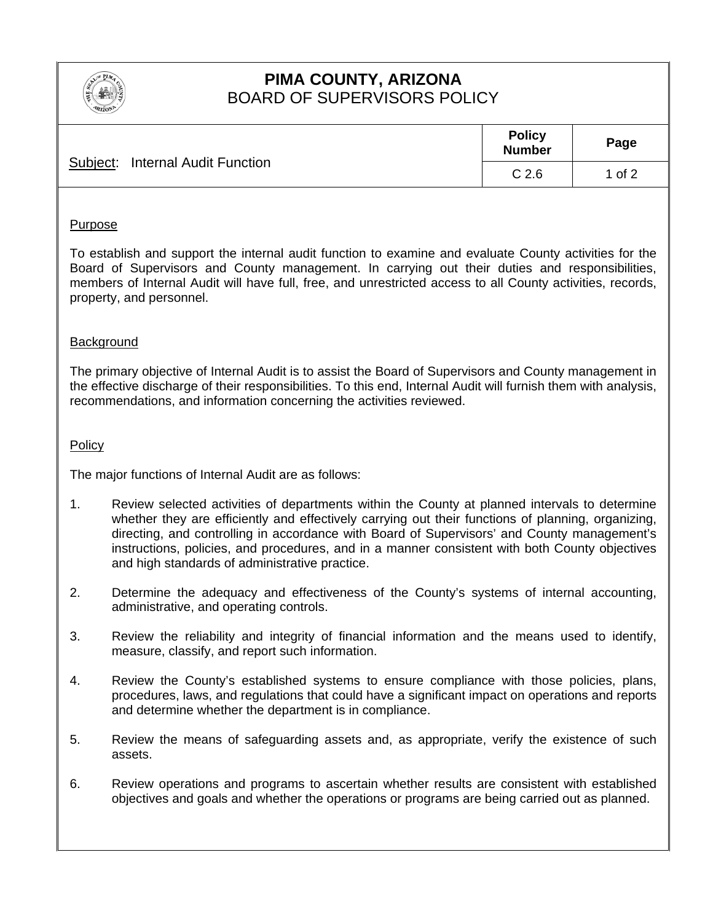# PIMA COUNTY, ARIZONA
## BOARD OF SUPERVISORS POLICY

| Subject: Internal Audit Function | Policy Number | Page |
|---|---|---|
| | C 2.6 | 1 of 2 |

### Purpose

To establish and support the internal audit function to examine and evaluate County activities for the Board of Supervisors and County management. In carrying out their duties and responsibilities, members of Internal Audit will have full, free, and unrestricted access to all County activities, records, property, and personnel.

### Background

The primary objective of Internal Audit is to assist the Board of Supervisors and County management in the effective discharge of their responsibilities. To this end, Internal Audit will furnish them with analysis, recommendations, and information concerning the activities reviewed.

### Policy

The major functions of Internal Audit are as follows:

1. Review selected activities of departments within the County at planned intervals to determine whether they are efficiently and effectively carrying out their functions of planning, organizing, directing, and controlling in accordance with Board of Supervisors' and County management's instructions, policies, and procedures, and in a manner consistent with both County objectives and high standards of administrative practice.

2. Determine the adequacy and effectiveness of the County's systems of internal accounting, administrative, and operating controls.

3. Review the reliability and integrity of financial information and the means used to identify, measure, classify, and report such information.

4. Review the County's established systems to ensure compliance with those policies, plans, procedures, laws, and regulations that could have a significant impact on operations and reports and determine whether the department is in compliance.

5. Review the means of safeguarding assets and, as appropriate, verify the existence of such assets.

6. Review operations and programs to ascertain whether results are consistent with established objectives and goals and whether the operations or programs are being carried out as planned.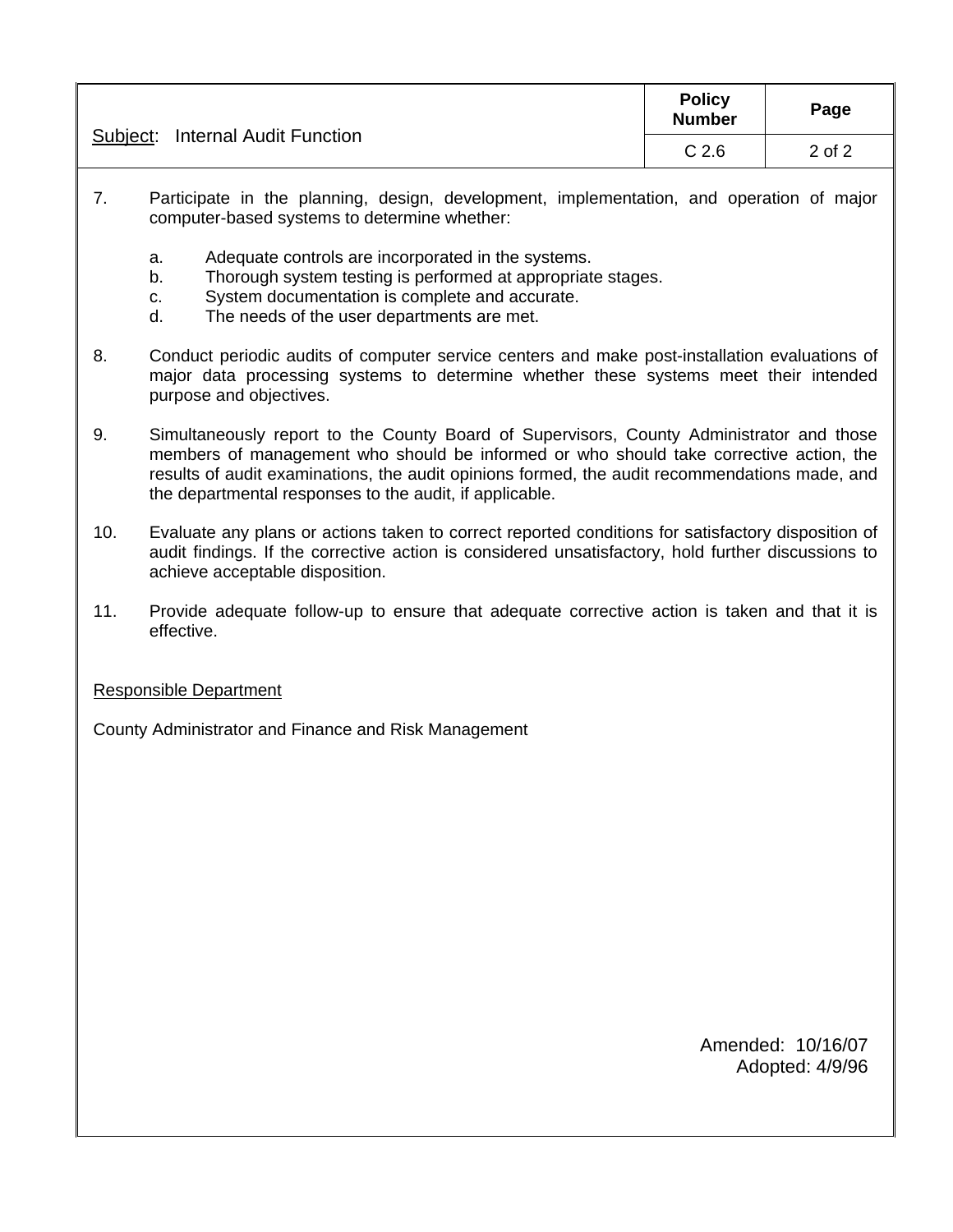7. Participate in the planning, design, development, implementation, and operation of major computer-based systems to determine whether:

   a. Adequate controls are incorporated in the systems.
   b. Thorough system testing is performed at appropriate stages.
   c. System documentation is complete and accurate.
   d. The needs of the user departments are met.

8. Conduct periodic audits of computer service centers and make post-installation evaluations of major data processing systems to determine whether these systems meet their intended purpose and objectives.

9. Simultaneously report to the County Board of Supervisors, County Administrator and those members of management who should be informed or who should take corrective action, the results of audit examinations, the audit opinions formed, the audit recommendations made, and the departmental responses to the audit, if applicable.

10. Evaluate any plans or actions taken to correct reported conditions for satisfactory disposition of audit findings. If the corrective action is considered unsatisfactory, hold further discussions to achieve acceptable disposition.

11. Provide adequate follow-up to ensure that adequate corrective action is taken and that it is effective.

<u>Responsible Department</u>

County Administrator and Finance and Risk Management

Amended: 10/16/07
Adopted: 4/9/96